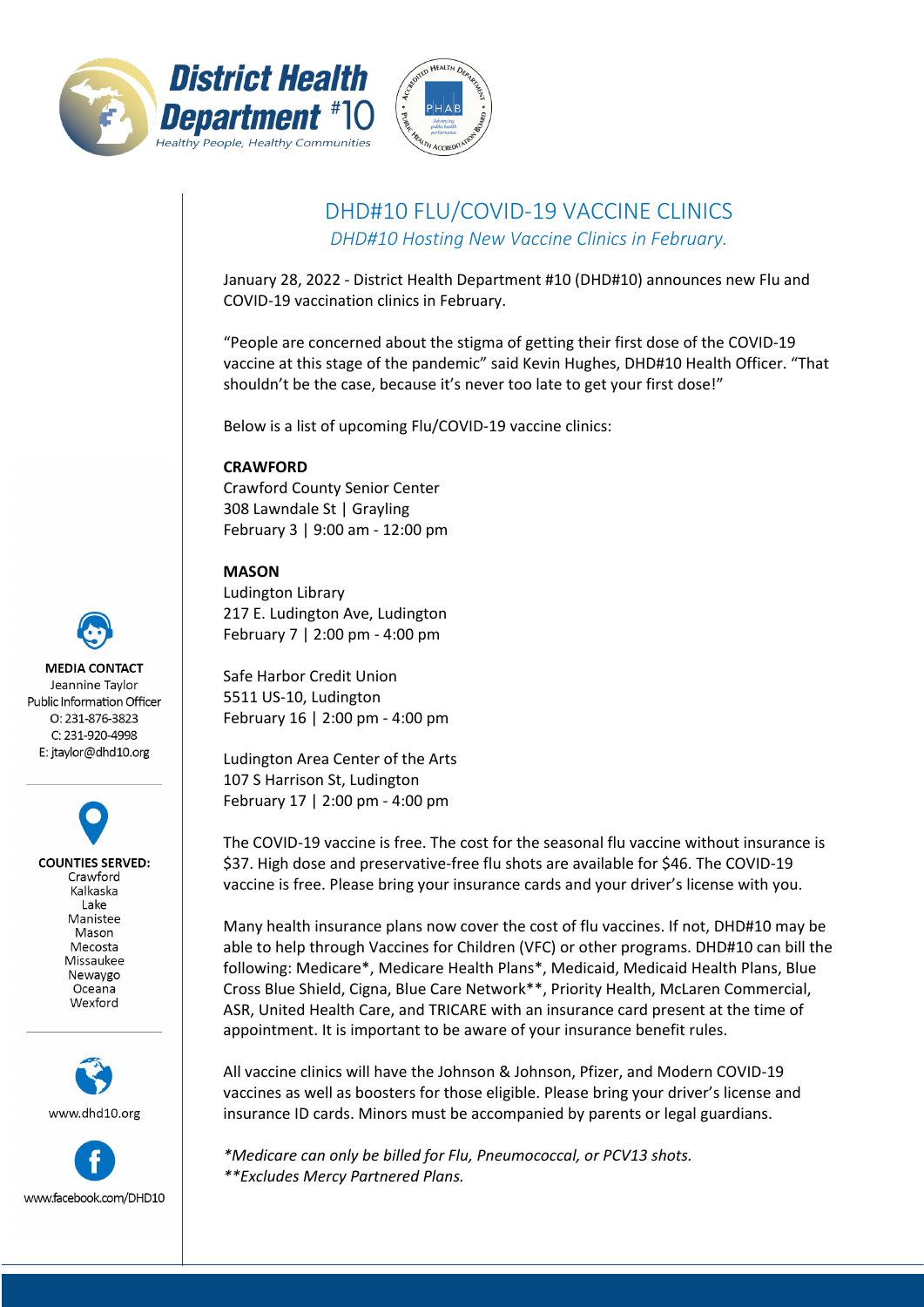District Health Department #10
*Healthy People, Healthy Communities*

# DHD#10 FLU/COVID-19 VACCINE CLINICS

*DHD#10 Hosting New Vaccine Clinics in February.*

January 28, 2022 - District Health Department #10 (DHD#10) announces new Flu and COVID-19 vaccination clinics in February.

"People are concerned about the stigma of getting their first dose of the COVID-19 vaccine at this stage of the pandemic" said Kevin Hughes, DHD#10 Health Officer. "That shouldn't be the case, because it's never too late to get your first dose!"

Below is a list of upcoming Flu/COVID-19 vaccine clinics:

**CRAWFORD**
Crawford County Senior Center
308 Lawndale St | Grayling
February 3 | 9:00 am - 12:00 pm

**MASON**
Ludington Library
217 E. Ludington Ave, Ludington
February 7 | 2:00 pm - 4:00 pm

Safe Harbor Credit Union
5511 US-10, Ludington
February 16 | 2:00 pm - 4:00 pm

Ludington Area Center of the Arts
107 S Harrison St, Ludington
February 17 | 2:00 pm - 4:00 pm

The COVID-19 vaccine is free. The cost for the seasonal flu vaccine without insurance is $37. High dose and preservative-free flu shots are available for $46. The COVID-19 vaccine is free. Please bring your insurance cards and your driver's license with you.

Many health insurance plans now cover the cost of flu vaccines. If not, DHD#10 may be able to help through Vaccines for Children (VFC) or other programs. DHD#10 can bill the following: Medicare*, Medicare Health Plans*, Medicaid, Medicaid Health Plans, Blue Cross Blue Shield, Cigna, Blue Care Network**, Priority Health, McLaren Commercial, ASR, United Health Care, and TRICARE with an insurance card present at the time of appointment. It is important to be aware of your insurance benefit rules.

All vaccine clinics will have the Johnson & Johnson, Pfizer, and Modern COVID-19 vaccines as well as boosters for those eligible. Please bring your driver's license and insurance ID cards. Minors must be accompanied by parents or legal guardians.

*\*Medicare can only be billed for Flu, Pneumococcal, or PCV13 shots.*
*\*\*Excludes Mercy Partnered Plans.*

**MEDIA CONTACT**
Jeannine Taylor
Public Information Officer
O: 231-876-3823
C: 231-920-4998
E: jtaylor@dhd10.org

**COUNTIES SERVED:**
Crawford
Kalkaska
Lake
Manistee
Mason
Mecosta
Missaukee
Newaygo
Oceana
Wexford

www.dhd10.org

www.facebook.com/DHD10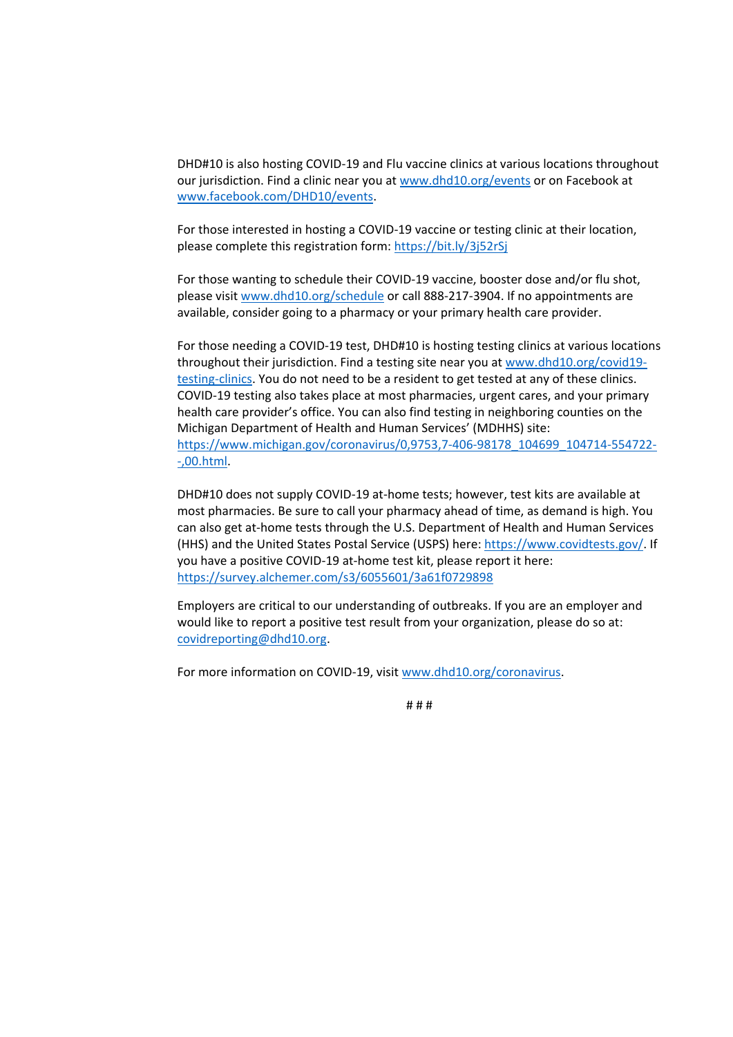DHD#10 is also hosting COVID-19 and Flu vaccine clinics at various locations throughout our jurisdiction. Find a clinic near you at [www.dhd10.org/events](www.dhd10.org/events) or on Facebook at [www.facebook.com/DHD10/events](www.facebook.com/DHD10/events).

For those interested in hosting a COVID-19 vaccine or testing clinic at their location, please complete this registration form: [https://bit.ly/3j52rSj](https://bit.ly/3j52rSj)

For those wanting to schedule their COVID-19 vaccine, booster dose and/or flu shot, please visit [www.dhd10.org/schedule](www.dhd10.org/schedule) or call 888-217-3904. If no appointments are available, consider going to a pharmacy or your primary health care provider.

For those needing a COVID-19 test, DHD#10 is hosting testing clinics at various locations throughout their jurisdiction. Find a testing site near you at [www.dhd10.org/covid19-testing-clinics](www.dhd10.org/covid19-testing-clinics). You do not need to be a resident to get tested at any of these clinics. COVID-19 testing also takes place at most pharmacies, urgent cares, and your primary health care provider's office. You can also find testing in neighboring counties on the Michigan Department of Health and Human Services' (MDHHS) site: [https://www.michigan.gov/coronavirus/0,9753,7-406-98178_104699_104714-554722--,00.html](https://www.michigan.gov/coronavirus/0,9753,7-406-98178_104699_104714-554722--,00.html).

DHD#10 does not supply COVID-19 at-home tests; however, test kits are available at most pharmacies. Be sure to call your pharmacy ahead of time, as demand is high. You can also get at-home tests through the U.S. Department of Health and Human Services (HHS) and the United States Postal Service (USPS) here: [https://www.covidtests.gov/](https://www.covidtests.gov/). If you have a positive COVID-19 at-home test kit, please report it here: [https://survey.alchemer.com/s3/6055601/3a61f0729898](https://survey.alchemer.com/s3/6055601/3a61f0729898)

Employers are critical to our understanding of outbreaks. If you are an employer and would like to report a positive test result from your organization, please do so at: [covidreporting@dhd10.org](mailto:covidreporting@dhd10.org).

For more information on COVID-19, visit [www.dhd10.org/coronavirus](www.dhd10.org/coronavirus).

# # #